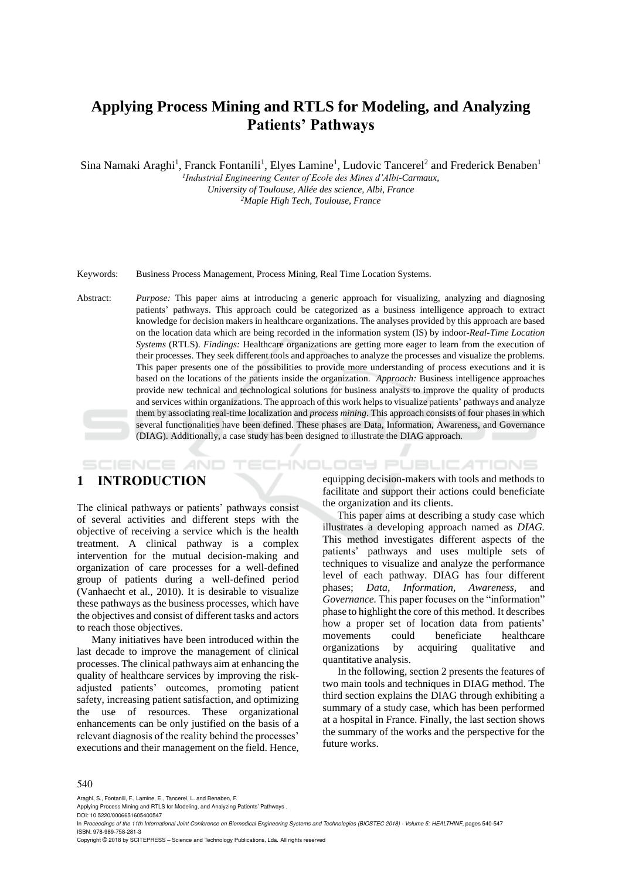# Applying Process Mining and RTLS for Modeling, and Analyzing Patients' Pathways

Sina Namaki Araghi[1], Franck Fontanili[1], Elyes Lamine[1], Ludovic Tancerel[2] and Frederick Benaben[1]

[1]*Industrial Engineering Center of Ecole des Mines d'Albi-Carmaux, University of Toulouse, Allée des science, Albi, France*
[2]*Maple High Tech, Toulouse, France*

Keywords: Business Process Management, Process Mining, Real Time Location Systems.

Abstract: *Purpose:* This paper aims at introducing a generic approach for visualizing, analyzing and diagnosing patients' pathways. This approach could be categorized as a business intelligence approach to extract knowledge for decision makers in healthcare organizations. The analyses provided by this approach are based on the location data which are being recorded in the information system (IS) by indoor-*Real-Time Location Systems* (RTLS). *Findings:* Healthcare organizations are getting more eager to learn from the execution of their processes. They seek different tools and approaches to analyze the processes and visualize the problems. This paper presents one of the possibilities to provide more understanding of process executions and it is based on the locations of the patients inside the organization. *Approach:* Business intelligence approaches provide new technical and technological solutions for business analysts to improve the quality of products and services within organizations. The approach of this work helps to visualize patients' pathways and analyze them by associating real-time localization and *process mining*. This approach consists of four phases in which several functionalities have been defined. These phases are Data, Information, Awareness, and Governance (DIAG). Additionally, a case study has been designed to illustrate the DIAG approach.

## 1 INTRODUCTION

The clinical pathways or patients' pathways consist of several activities and different steps with the objective of receiving a service which is the health treatment. A clinical pathway is a complex intervention for the mutual decision-making and organization of care processes for a well-defined group of patients during a well-defined period (Vanhaecht et al., 2010). It is desirable to visualize these pathways as the business processes, which have the objectives and consist of different tasks and actors to reach those objectives.

Many initiatives have been introduced within the last decade to improve the management of clinical processes. The clinical pathways aim at enhancing the quality of healthcare services by improving the risk-adjusted patients' outcomes, promoting patient safety, increasing patient satisfaction, and optimizing the use of resources. These organizational enhancements can be only justified on the basis of a relevant diagnosis of the reality behind the processes' executions and their management on the field. Hence, equipping decision-makers with tools and methods to facilitate and support their actions could beneficiate the organization and its clients.

This paper aims at describing a study case which illustrates a developing approach named as *DIAG*. This method investigates different aspects of the patients' pathways and uses multiple sets of techniques to visualize and analyze the performance level of each pathway. DIAG has four different phases; *Data, Information, Awareness*, and *Governance.* This paper focuses on the "information" phase to highlight the core of this method. It describes how a proper set of location data from patients' movements could beneficiate healthcare organizations by acquiring qualitative and quantitative analysis.

In the following, section 2 presents the features of two main tools and techniques in DIAG method. The third section explains the DIAG through exhibiting a summary of a study case, which has been performed at a hospital in France. Finally, the last section shows the summary of the works and the perspective for the future works.

Araghi, S., Fontanili, F., Lamine, E., Tancerel, L. and Benaben, F.
Applying Process Mining and RTLS for Modeling, and Analyzing Patients' Pathways .
DOI: 10.5220/0006651605400547
In *Proceedings of the 11th International Joint Conference on Biomedical Engineering Systems and Technologies (BIOSTEC 2018) - Volume 5: HEALTHINF*, pages 540-547
ISBN: 978-989-758-281-3
Copyright © 2018 by SCITEPRESS – Science and Technology Publications, Lda. All rights reserved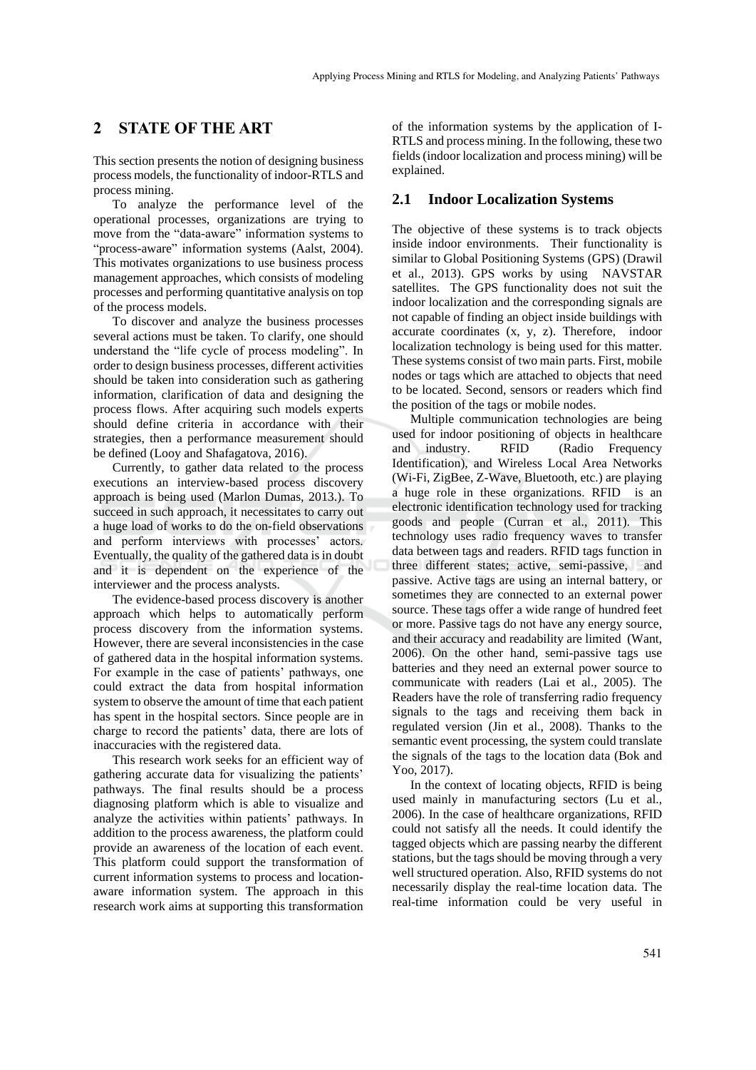## 2 STATE OF THE ART

This section presents the notion of designing business process models, the functionality of indoor-RTLS and process mining.

To analyze the performance level of the operational processes, organizations are trying to move from the "data-aware" information systems to "process-aware" information systems (Aalst, 2004). This motivates organizations to use business process management approaches, which consists of modeling processes and performing quantitative analysis on top of the process models.

To discover and analyze the business processes several actions must be taken. To clarify, one should understand the "life cycle of process modeling". In order to design business processes, different activities should be taken into consideration such as gathering information, clarification of data and designing the process flows. After acquiring such models experts should define criteria in accordance with their strategies, then a performance measurement should be defined (Looy and Shafagatova, 2016).

Currently, to gather data related to the process executions an interview-based process discovery approach is being used (Marlon Dumas, 2013.). To succeed in such approach, it necessitates to carry out a huge load of works to do the on-field observations and perform interviews with processes' actors. Eventually, the quality of the gathered data is in doubt and it is dependent on the experience of the interviewer and the process analysts.

The evidence-based process discovery is another approach which helps to automatically perform process discovery from the information systems. However, there are several inconsistencies in the case of gathered data in the hospital information systems. For example in the case of patients' pathways, one could extract the data from hospital information system to observe the amount of time that each patient has spent in the hospital sectors. Since people are in charge to record the patients' data, there are lots of inaccuracies with the registered data.

This research work seeks for an efficient way of gathering accurate data for visualizing the patients' pathways. The final results should be a process diagnosing platform which is able to visualize and analyze the activities within patients' pathways. In addition to the process awareness, the platform could provide an awareness of the location of each event. This platform could support the transformation of current information systems to process and location-aware information system. The approach in this research work aims at supporting this transformation of the information systems by the application of I-RTLS and process mining. In the following, these two fields (indoor localization and process mining) will be explained.

### 2.1 Indoor Localization Systems

The objective of these systems is to track objects inside indoor environments. Their functionality is similar to Global Positioning Systems (GPS) (Drawil et al., 2013). GPS works by using NAVSTAR satellites. The GPS functionality does not suit the indoor localization and the corresponding signals are not capable of finding an object inside buildings with accurate coordinates (x, y, z). Therefore, indoor localization technology is being used for this matter. These systems consist of two main parts. First, mobile nodes or tags which are attached to objects that need to be located. Second, sensors or readers which find the position of the tags or mobile nodes.

Multiple communication technologies are being used for indoor positioning of objects in healthcare and industry. RFID (Radio Frequency Identification), and Wireless Local Area Networks (Wi-Fi, ZigBee, Z-Wave, Bluetooth, etc.) are playing a huge role in these organizations. RFID is an electronic identification technology used for tracking goods and people (Curran et al., 2011). This technology uses radio frequency waves to transfer data between tags and readers. RFID tags function in three different states; active, semi-passive, and passive. Active tags are using an internal battery, or sometimes they are connected to an external power source. These tags offer a wide range of hundred feet or more. Passive tags do not have any energy source, and their accuracy and readability are limited (Want, 2006). On the other hand, semi-passive tags use batteries and they need an external power source to communicate with readers (Lai et al., 2005). The Readers have the role of transferring radio frequency signals to the tags and receiving them back in regulated version (Jin et al., 2008). Thanks to the semantic event processing, the system could translate the signals of the tags to the location data (Bok and Yoo, 2017).

In the context of locating objects, RFID is being used mainly in manufacturing sectors (Lu et al., 2006). In the case of healthcare organizations, RFID could not satisfy all the needs. It could identify the tagged objects which are passing nearby the different stations, but the tags should be moving through a very well structured operation. Also, RFID systems do not necessarily display the real-time location data. The real-time information could be very useful in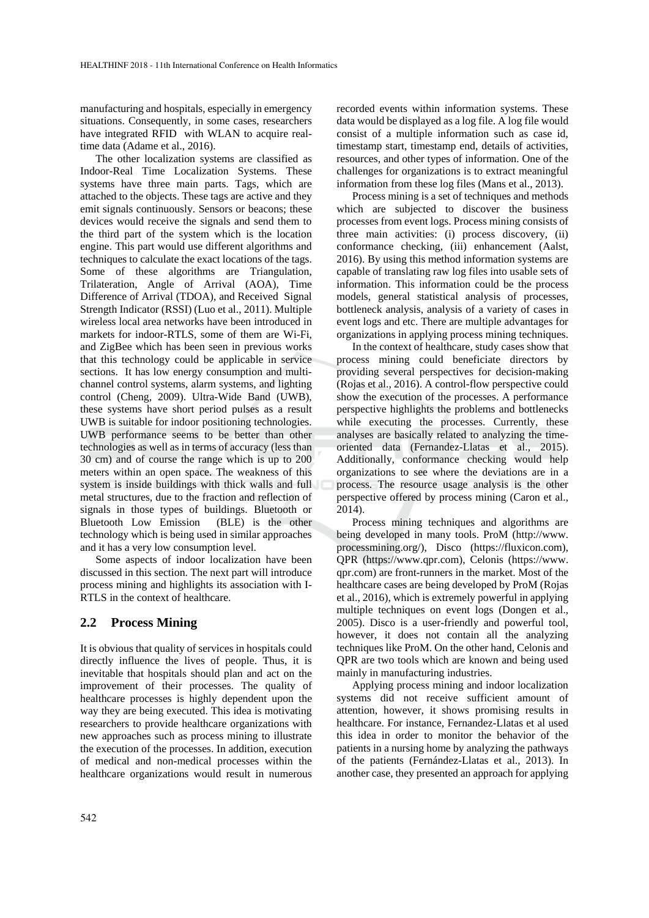manufacturing and hospitals, especially in emergency situations. Consequently, in some cases, researchers have integrated RFID with WLAN to acquire real-time data (Adame et al., 2016).

The other localization systems are classified as Indoor-Real Time Localization Systems. These systems have three main parts. Tags, which are attached to the objects. These tags are active and they emit signals continuously. Sensors or beacons; these devices would receive the signals and send them to the third part of the system which is the location engine. This part would use different algorithms and techniques to calculate the exact locations of the tags. Some of these algorithms are Triangulation, Trilateration, Angle of Arrival (AOA), Time Difference of Arrival (TDOA), and Received Signal Strength Indicator (RSSI) (Luo et al., 2011). Multiple wireless local area networks have been introduced in markets for indoor-RTLS, some of them are Wi-Fi, and ZigBee which has been seen in previous works that this technology could be applicable in service sections. It has low energy consumption and multi-channel control systems, alarm systems, and lighting control (Cheng, 2009). Ultra-Wide Band (UWB), these systems have short period pulses as a result UWB is suitable for indoor positioning technologies. UWB performance seems to be better than other technologies as well as in terms of accuracy (less than 30 cm) and of course the range which is up to 200 meters within an open space. The weakness of this system is inside buildings with thick walls and full metal structures, due to the fraction and reflection of signals in those types of buildings. Bluetooth or Bluetooth Low Emission (BLE) is the other technology which is being used in similar approaches and it has a very low consumption level.

Some aspects of indoor localization have been discussed in this section. The next part will introduce process mining and highlights its association with I-RTLS in the context of healthcare.

## 2.2 Process Mining

It is obvious that quality of services in hospitals could directly influence the lives of people. Thus, it is inevitable that hospitals should plan and act on the improvement of their processes. The quality of healthcare processes is highly dependent upon the way they are being executed. This idea is motivating researchers to provide healthcare organizations with new approaches such as process mining to illustrate the execution of the processes. In addition, execution of medical and non-medical processes within the healthcare organizations would result in numerous recorded events within information systems. These data would be displayed as a log file. A log file would consist of a multiple information such as case id, timestamp start, timestamp end, details of activities, resources, and other types of information. One of the challenges for organizations is to extract meaningful information from these log files (Mans et al., 2013).

Process mining is a set of techniques and methods which are subjected to discover the business processes from event logs. Process mining consists of three main activities: (i) process discovery, (ii) conformance checking, (iii) enhancement (Aalst, 2016). By using this method information systems are capable of translating raw log files into usable sets of information. This information could be the process models, general statistical analysis of processes, bottleneck analysis, analysis of a variety of cases in event logs and etc. There are multiple advantages for organizations in applying process mining techniques.

In the context of healthcare, study cases show that process mining could beneficiate directors by providing several perspectives for decision-making (Rojas et al., 2016). A control-flow perspective could show the execution of the processes. A performance perspective highlights the problems and bottlenecks while executing the processes. Currently, these analyses are basically related to analyzing the time-oriented data (Fernandez-Llatas et al., 2015). Additionally, conformance checking would help organizations to see where the deviations are in a process. The resource usage analysis is the other perspective offered by process mining (Caron et al., 2014).

Process mining techniques and algorithms are being developed in many tools. ProM (http://www.processmining.org/), Disco (https://fluxicon.com), QPR (https://www.qpr.com), Celonis (https://www.qpr.com) are front-runners in the market. Most of the healthcare cases are being developed by ProM (Rojas et al., 2016), which is extremely powerful in applying multiple techniques on event logs (Dongen et al., 2005). Disco is a user-friendly and powerful tool, however, it does not contain all the analyzing techniques like ProM. On the other hand, Celonis and QPR are two tools which are known and being used mainly in manufacturing industries.

Applying process mining and indoor localization systems did not receive sufficient amount of attention, however, it shows promising results in healthcare. For instance, Fernandez-Llatas et al used this idea in order to monitor the behavior of the patients in a nursing home by analyzing the pathways of the patients (Fernández-Llatas et al., 2013). In another case, they presented an approach for applying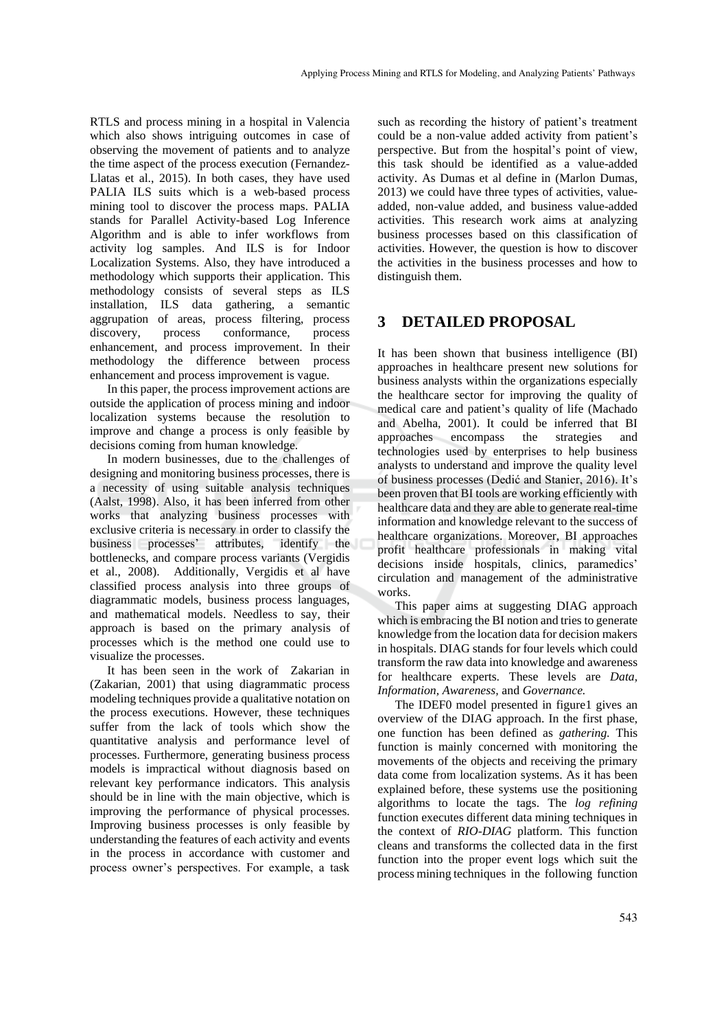RTLS and process mining in a hospital in Valencia which also shows intriguing outcomes in case of observing the movement of patients and to analyze the time aspect of the process execution (Fernandez-Llatas et al., 2015). In both cases, they have used PALIA ILS suits which is a web-based process mining tool to discover the process maps. PALIA stands for Parallel Activity-based Log Inference Algorithm and is able to infer workflows from activity log samples. And ILS is for Indoor Localization Systems. Also, they have introduced a methodology which supports their application. This methodology consists of several steps as ILS installation, ILS data gathering, a semantic aggrupation of areas, process filtering, process discovery, process conformance, process enhancement, and process improvement. In their methodology the difference between process enhancement and process improvement is vague.

In this paper, the process improvement actions are outside the application of process mining and indoor localization systems because the resolution to improve and change a process is only feasible by decisions coming from human knowledge.

In modern businesses, due to the challenges of designing and monitoring business processes, there is a necessity of using suitable analysis techniques (Aalst, 1998). Also, it has been inferred from other works that analyzing business processes with exclusive criteria is necessary in order to classify the business processes' attributes, identify the bottlenecks, and compare process variants (Vergidis et al., 2008). Additionally, Vergidis et al have classified process analysis into three groups of diagrammatic models, business process languages, and mathematical models. Needless to say, their approach is based on the primary analysis of processes which is the method one could use to visualize the processes.

It has been seen in the work of Zakarian in (Zakarian, 2001) that using diagrammatic process modeling techniques provide a qualitative notation on the process executions. However, these techniques suffer from the lack of tools which show the quantitative analysis and performance level of processes. Furthermore, generating business process models is impractical without diagnosis based on relevant key performance indicators. This analysis should be in line with the main objective, which is improving the performance of physical processes. Improving business processes is only feasible by understanding the features of each activity and events in the process in accordance with customer and process owner's perspectives. For example, a task such as recording the history of patient's treatment could be a non-value added activity from patient's perspective. But from the hospital's point of view, this task should be identified as a value-added activity. As Dumas et al define in (Marlon Dumas, 2013) we could have three types of activities, value-added, non-value added, and business value-added activities. This research work aims at analyzing business processes based on this classification of activities. However, the question is how to discover the activities in the business processes and how to distinguish them.

# 3 DETAILED PROPOSAL

It has been shown that business intelligence (BI) approaches in healthcare present new solutions for business analysts within the organizations especially the healthcare sector for improving the quality of medical care and patient's quality of life (Machado and Abelha, 2001). It could be inferred that BI approaches encompass the strategies and technologies used by enterprises to help business analysts to understand and improve the quality level of business processes (Dedić and Stanier, 2016). It's been proven that BI tools are working efficiently with healthcare data and they are able to generate real-time information and knowledge relevant to the success of healthcare organizations. Moreover, BI approaches profit healthcare professionals in making vital decisions inside hospitals, clinics, paramedics' circulation and management of the administrative works.

This paper aims at suggesting DIAG approach which is embracing the BI notion and tries to generate knowledge from the location data for decision makers in hospitals. DIAG stands for four levels which could transform the raw data into knowledge and awareness for healthcare experts. These levels are *Data*, *Information*, *Awareness*, and *Governance.*

The IDEF0 model presented in figure1 gives an overview of the DIAG approach. In the first phase, one function has been defined as *gathering.* This function is mainly concerned with monitoring the movements of the objects and receiving the primary data come from localization systems. As it has been explained before, these systems use the positioning algorithms to locate the tags. The *log refining* function executes different data mining techniques in the context of *RIO-DIAG* platform. This function cleans and transforms the collected data in the first function into the proper event logs which suit the process mining techniques in the following function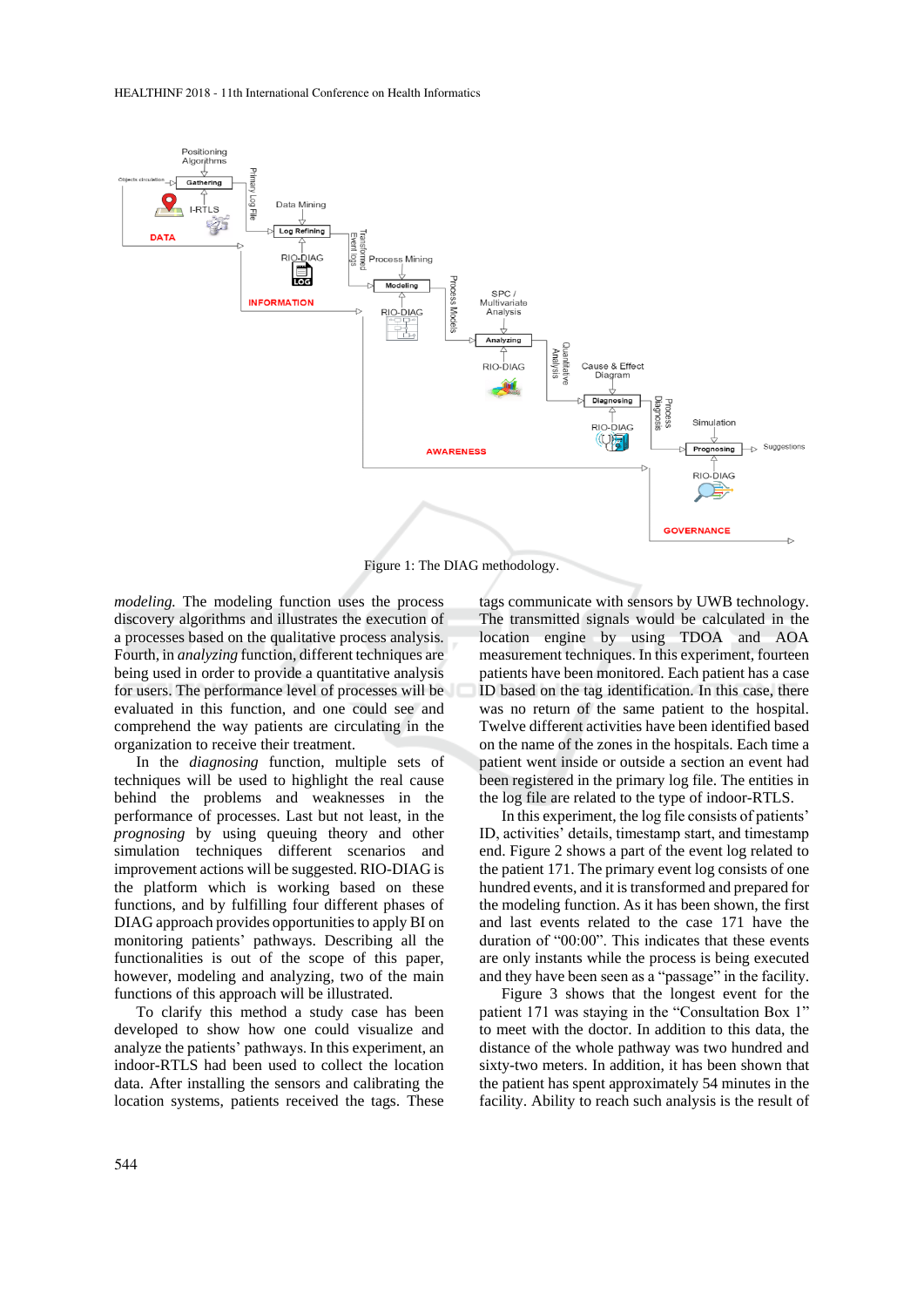Figure 1: The DIAG methodology.

*modeling*. The modeling function uses the process discovery algorithms and illustrates the execution of a processes based on the qualitative process analysis. Fourth, in *analyzing* function, different techniques are being used in order to provide a quantitative analysis for users. The performance level of processes will be evaluated in this function, and one could see and comprehend the way patients are circulating in the organization to receive their treatment.

In the *diagnosing* function, multiple sets of techniques will be used to highlight the real cause behind the problems and weaknesses in the performance of processes. Last but not least, in the *prognosing* by using queuing theory and other simulation techniques different scenarios and improvement actions will be suggested. RIO-DIAG is the platform which is working based on these functions, and by fulfilling four different phases of DIAG approach provides opportunities to apply BI on monitoring patients' pathways. Describing all the functionalities is out of the scope of this paper, however, modeling and analyzing, two of the main functions of this approach will be illustrated.

To clarify this method a study case has been developed to show how one could visualize and analyze the patients' pathways. In this experiment, an indoor-RTLS had been used to collect the location data. After installing the sensors and calibrating the location systems, patients received the tags. These tags communicate with sensors by UWB technology. The transmitted signals would be calculated in the location engine by using TDOA and AOA measurement techniques. In this experiment, fourteen patients have been monitored. Each patient has a case ID based on the tag identification. In this case, there was no return of the same patient to the hospital. Twelve different activities have been identified based on the name of the zones in the hospitals. Each time a patient went inside or outside a section an event had been registered in the primary log file. The entities in the log file are related to the type of indoor-RTLS.

In this experiment, the log file consists of patients' ID, activities' details, timestamp start, and timestamp end. Figure 2 shows a part of the event log related to the patient 171. The primary event log consists of one hundred events, and it is transformed and prepared for the modeling function. As it has been shown, the first and last events related to the case 171 have the duration of "00:00". This indicates that these events are only instants while the process is being executed and they have been seen as a "passage" in the facility.

Figure 3 shows that the longest event for the patient 171 was staying in the "Consultation Box 1" to meet with the doctor. In addition to this data, the distance of the whole pathway was two hundred and sixty-two meters. In addition, it has been shown that the patient has spent approximately 54 minutes in the facility. Ability to reach such analysis is the result of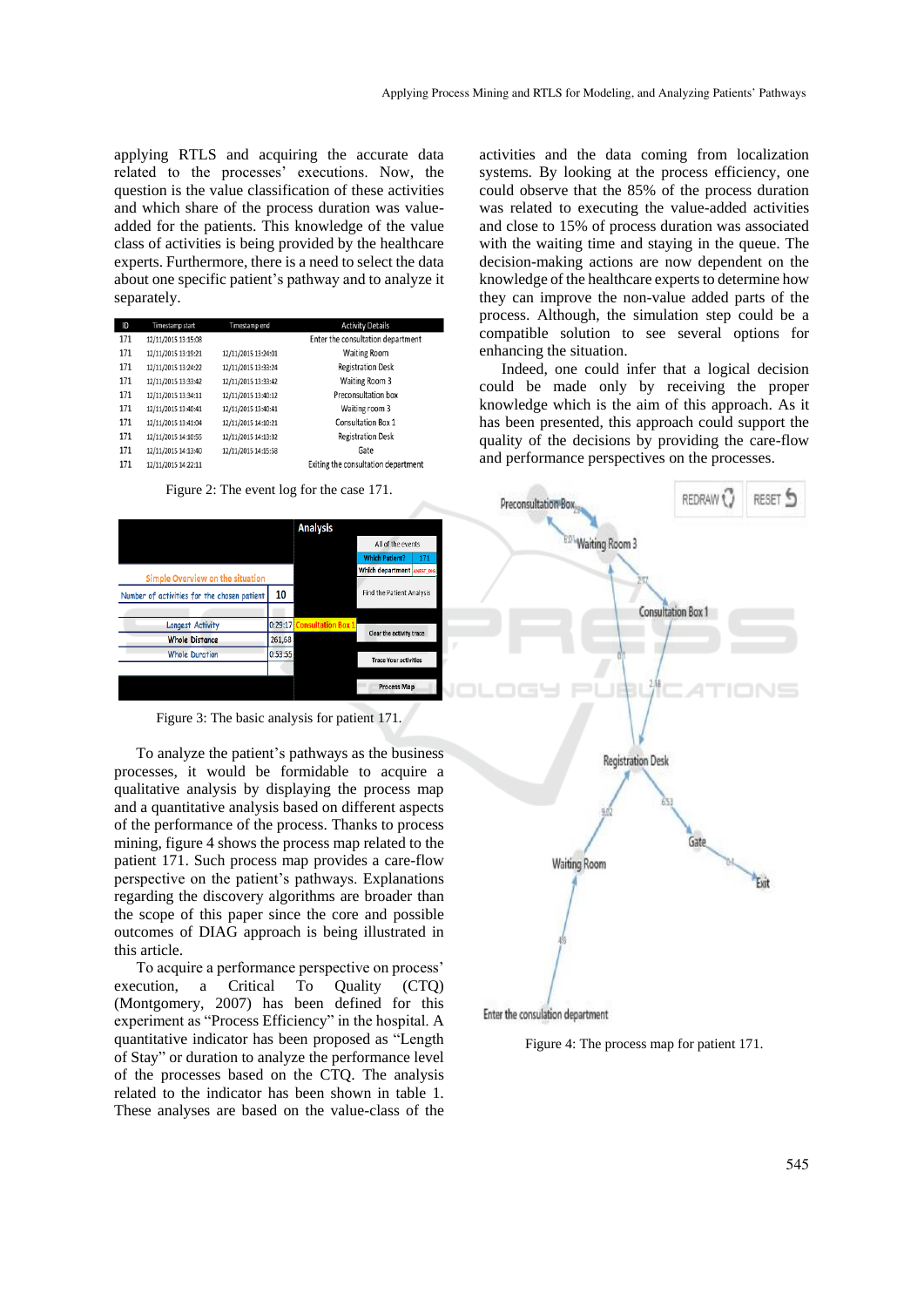applying RTLS and acquiring the accurate data related to the processes' executions. Now, the question is the value classification of these activities and which share of the process duration was value-added for the patients. This knowledge of the value class of activities is being provided by the healthcare experts. Furthermore, there is a need to select the data about one specific patient's pathway and to analyze it separately.

| ID | Timestamp start | Timestamp end | Activity Details |
|---|---|---|---|
| 171 | 12/11/2015 13:15:08 | | Enter the consultation department |
| 171 | 12/11/2015 13:19:21 | 12/11/2015 13:24:01 | Waiting Room |
| 171 | 12/11/2015 13:24:22 | 12/11/2015 13:33:24 | Registration Desk |
| 171 | 12/11/2015 13:33:42 | 12/11/2015 13:33:42 | Waiting Room 3 |
| 171 | 12/11/2015 13:34:11 | 12/11/2015 13:40:12 | Preconsultation box |
| 171 | 12/11/2015 13:40:41 | 12/11/2015 13:40:41 | Waiting room 3 |
| 171 | 12/11/2015 13:41:04 | 12/11/2015 14:10:21 | Consultation Box 1 |
| 171 | 12/11/2015 14:10:55 | 12/11/2015 14:13:32 | Registration Desk |
| 171 | 12/11/2015 14:13:40 | 12/11/2015 14:15:58 | Gate |
| 171 | 12/11/2015 14:22:11 | | Exiting the consultation department |

Figure 2: The event log for the case 171.

Figure 3: The basic analysis for patient 171.

To analyze the patient's pathways as the business processes, it would be formidable to acquire a qualitative analysis by displaying the process map and a quantitative analysis based on different aspects of the performance of the process. Thanks to process mining, figure 4 shows the process map related to the patient 171. Such process map provides a care-flow perspective on the patient's pathways. Explanations regarding the discovery algorithms are broader than the scope of this paper since the core and possible outcomes of DIAG approach is being illustrated in this article.

To acquire a performance perspective on process' execution, a Critical To Quality (CTQ) (Montgomery, 2007) has been defined for this experiment as "Process Efficiency" in the hospital. A quantitative indicator has been proposed as "Length of Stay" or duration to analyze the performance level of the processes based on the CTQ. The analysis related to the indicator has been shown in table 1. These analyses are based on the value-class of the activities and the data coming from localization systems. By looking at the process efficiency, one could observe that the 85% of the process duration was related to executing the value-added activities and close to 15% of process duration was associated with the waiting time and staying in the queue. The decision-making actions are now dependent on the knowledge of the healthcare experts to determine how they can improve the non-value added parts of the process. Although, the simulation step could be a compatible solution to see several options for enhancing the situation.

Indeed, one could infer that a logical decision could be made only by receiving the proper knowledge which is the aim of this approach. As it has been presented, this approach could support the quality of the decisions by providing the care-flow and performance perspectives on the processes.

Figure 4: The process map for patient 171.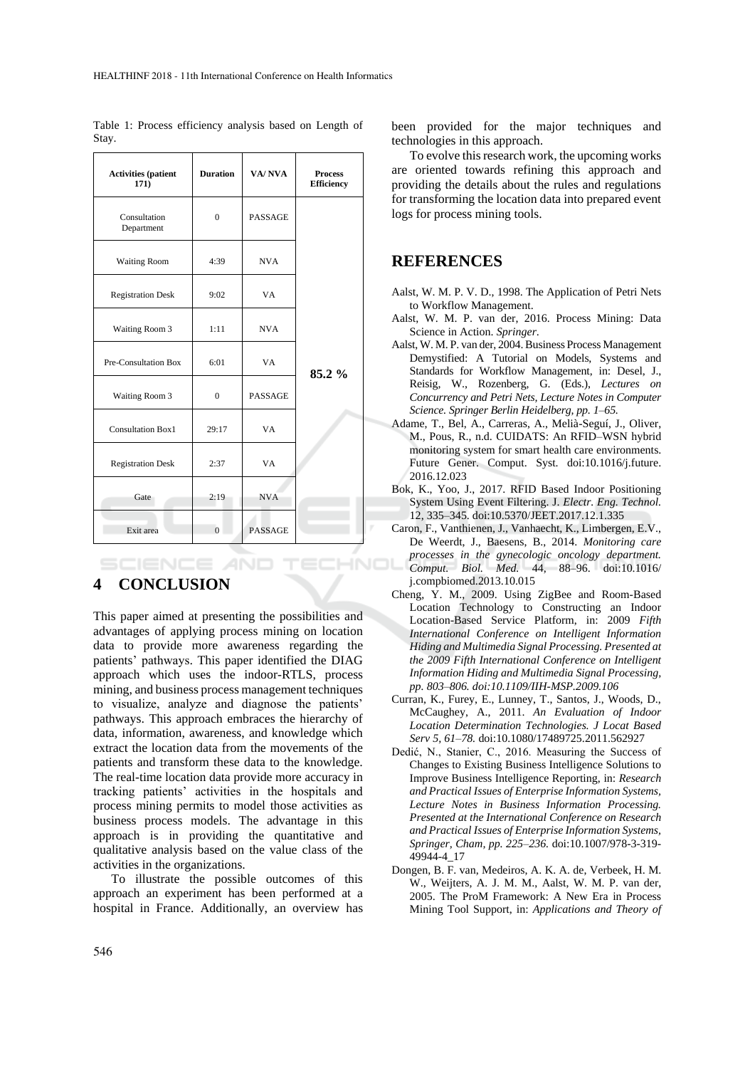Table 1: Process efficiency analysis based on Length of Stay.

| Activities (patient 171) | Duration | VA/ NVA | Process Efficiency |
|---|---|---|---|
| Consultation Department | 0 | PASSAGE | 85.2 % |
| Waiting Room | 4:39 | NVA | |
| Registration Desk | 9:02 | VA | |
| Waiting Room 3 | 1:11 | NVA | |
| Pre-Consultation Box | 6:01 | VA | |
| Waiting Room 3 | 0 | PASSAGE | |
| Consultation Box1 | 29:17 | VA | |
| Registration Desk | 2:37 | VA | |
| Gate | 2:19 | NVA | |
| Exit area | 0 | PASSAGE | |

## 4 CONCLUSION

This paper aimed at presenting the possibilities and advantages of applying process mining on location data to provide more awareness regarding the patients' pathways. This paper identified the DIAG approach which uses the indoor-RTLS, process mining, and business process management techniques to visualize, analyze and diagnose the patients' pathways. This approach embraces the hierarchy of data, information, awareness, and knowledge which extract the location data from the movements of the patients and transform these data to the knowledge. The real-time location data provide more accuracy in tracking patients' activities in the hospitals and process mining permits to model those activities as business process models. The advantage in this approach is in providing the quantitative and qualitative analysis based on the value class of the activities in the organizations.

To illustrate the possible outcomes of this approach an experiment has been performed at a hospital in France. Additionally, an overview has been provided for the major techniques and technologies in this approach.

To evolve this research work, the upcoming works are oriented towards refining this approach and providing the details about the rules and regulations for transforming the location data into prepared event logs for process mining tools.

## REFERENCES

Aalst, W. M. P. V. D., 1998. The Application of Petri Nets to Workflow Management.

Aalst, W. M. P. van der, 2016. Process Mining: Data Science in Action. *Springer*.

Aalst, W. M. P. van der, 2004. Business Process Management Demystified: A Tutorial on Models, Systems and Standards for Workflow Management, in: Desel, J., Reisig, W., Rozenberg, G. (Eds.), *Lectures on Concurrency and Petri Nets, Lecture Notes in Computer Science. Springer Berlin Heidelberg, pp. 1–65.*

Adame, T., Bel, A., Carreras, A., Melià-Seguí, J., Oliver, M., Pous, R., n.d. CUIDATS: An RFID–WSN hybrid monitoring system for smart health care environments. Future Gener. Comput. Syst. doi:10.1016/j.future.2016.12.023

Bok, K., Yoo, J., 2017. RFID Based Indoor Positioning System Using Event Filtering. J. *Electr. Eng. Technol.* 12, 335–345. doi:10.5370/JEET.2017.12.1.335

Caron, F., Vanthienen, J., Vanhaecht, K., Limbergen, E.V., De Weerdt, J., Baesens, B., 2014. *Monitoring care processes in the gynecologic oncology department. Comput. Biol. Med.* 44, 88–96. doi:10.1016/j.compbiomed.2013.10.015

Cheng, Y. M., 2009. Using ZigBee and Room-Based Location Technology to Constructing an Indoor Location-Based Service Platform, in: 2009 *Fifth International Conference on Intelligent Information Hiding and Multimedia Signal Processing. Presented at the 2009 Fifth International Conference on Intelligent Information Hiding and Multimedia Signal Processing, pp. 803–806. doi:10.1109/IIH-MSP.2009.106*

Curran, K., Furey, E., Lunney, T., Santos, J., Woods, D., McCaughey, A., 2011. *An Evaluation of Indoor Location Determination Technologies. J Locat Based Serv 5, 61–78.* doi:10.1080/17489725.2011.562927

Dedić, N., Stanier, C., 2016. Measuring the Success of Changes to Existing Business Intelligence Solutions to Improve Business Intelligence Reporting, in: *Research and Practical Issues of Enterprise Information Systems, Lecture Notes in Business Information Processing. Presented at the International Conference on Research and Practical Issues of Enterprise Information Systems, Springer, Cham, pp. 225–236.* doi:10.1007/978-3-319-49944-4_17

Dongen, B. F. van, Medeiros, A. K. A. de, Verbeek, H. M. W., Weijters, A. J. M. M., Aalst, W. M. P. van der, 2005. The ProM Framework: A New Era in Process Mining Tool Support, in: *Applications and Theory of*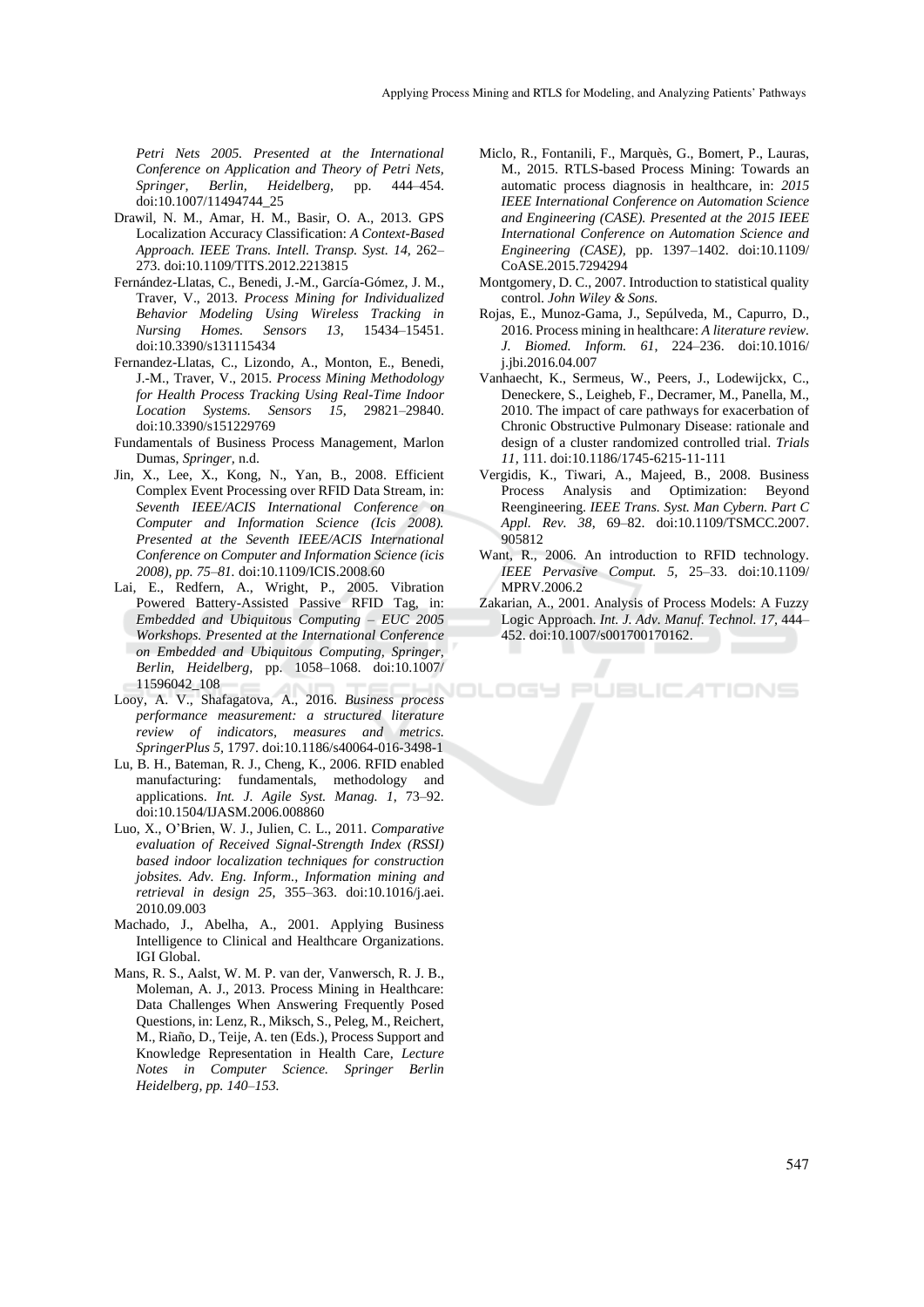*Petri Nets 2005. Presented at the International Conference on Application and Theory of Petri Nets, Springer, Berlin, Heidelberg,* pp. 444–454. doi:10.1007/11494744_25

Drawil, N. M., Amar, H. M., Basir, O. A., 2013. GPS Localization Accuracy Classification: *A Context-Based Approach. IEEE Trans. Intell. Transp. Syst. 14,* 262–273. doi:10.1109/TITS.2012.2213815

Fernández-Llatas, C., Benedi, J.-M., García-Gómez, J. M., Traver, V., 2013. *Process Mining for Individualized Behavior Modeling Using Wireless Tracking in Nursing Homes. Sensors 13,* 15434–15451. doi:10.3390/s131115434

Fernandez-Llatas, C., Lizondo, A., Monton, E., Benedi, J.-M., Traver, V., 2015. *Process Mining Methodology for Health Process Tracking Using Real-Time Indoor Location Systems. Sensors 15,* 29821–29840. doi:10.3390/s151229769

Fundamentals of Business Process Management, Marlon Dumas, *Springer,* n.d.

Jin, X., Lee, X., Kong, N., Yan, B., 2008. Efficient Complex Event Processing over RFID Data Stream, in: *Seventh IEEE/ACIS International Conference on Computer and Information Science (Icis 2008). Presented at the Seventh IEEE/ACIS International Conference on Computer and Information Science (icis 2008), pp. 75–81.* doi:10.1109/ICIS.2008.60

Lai, E., Redfern, A., Wright, P., 2005. Vibration Powered Battery-Assisted Passive RFID Tag, in: *Embedded and Ubiquitous Computing – EUC 2005 Workshops. Presented at the International Conference on Embedded and Ubiquitous Computing, Springer, Berlin, Heidelberg,* pp. 1058–1068. doi:10.1007/11596042_108

Looy, A. V., Shafagatova, A., 2016. *Business process performance measurement: a structured literature review of indicators, measures and metrics. SpringerPlus 5,* 1797. doi:10.1186/s40064-016-3498-1

Lu, B. H., Bateman, R. J., Cheng, K., 2006. RFID enabled manufacturing: fundamentals, methodology and applications. *Int. J. Agile Syst. Manag. 1,* 73–92. doi:10.1504/IJASM.2006.008860

Luo, X., O'Brien, W. J., Julien, C. L., 2011. *Comparative evaluation of Received Signal-Strength Index (RSSI) based indoor localization techniques for construction jobsites. Adv. Eng. Inform., Information mining and retrieval in design 25,* 355–363. doi:10.1016/j.aei.2010.09.003

Machado, J., Abelha, A., 2001. Applying Business Intelligence to Clinical and Healthcare Organizations. IGI Global.

Mans, R. S., Aalst, W. M. P. van der, Vanwersch, R. J. B., Moleman, A. J., 2013. Process Mining in Healthcare: Data Challenges When Answering Frequently Posed Questions, in: Lenz, R., Miksch, S., Peleg, M., Reichert, M., Riaño, D., Teije, A. ten (Eds.), Process Support and Knowledge Representation in Health Care, *Lecture Notes in Computer Science. Springer Berlin Heidelberg, pp. 140–153.*

Miclo, R., Fontanili, F., Marquès, G., Bomert, P., Lauras, M., 2015. RTLS-based Process Mining: Towards an automatic process diagnosis in healthcare, in: *2015 IEEE International Conference on Automation Science and Engineering (CASE). Presented at the 2015 IEEE International Conference on Automation Science and Engineering (CASE),* pp. 1397–1402. doi:10.1109/CoASE.2015.7294294

Montgomery, D. C., 2007. Introduction to statistical quality control. *John Wiley & Sons.*

Rojas, E., Munoz-Gama, J., Sepúlveda, M., Capurro, D., 2016. Process mining in healthcare: *A literature review. J. Biomed. Inform. 61,* 224–236. doi:10.1016/j.jbi.2016.04.007

Vanhaecht, K., Sermeus, W., Peers, J., Lodewijckx, C., Deneckere, S., Leigheb, F., Decramer, M., Panella, M., 2010. The impact of care pathways for exacerbation of Chronic Obstructive Pulmonary Disease: rationale and design of a cluster randomized controlled trial. *Trials 11,* 111. doi:10.1186/1745-6215-11-111

Vergidis, K., Tiwari, A., Majeed, B., 2008. Business Process Analysis and Optimization: Beyond Reengineering. *IEEE Trans. Syst. Man Cybern. Part C Appl. Rev. 38,* 69–82. doi:10.1109/TSMCC.2007.905812

Want, R., 2006. An introduction to RFID technology. *IEEE Pervasive Comput. 5,* 25–33. doi:10.1109/MPRV.2006.2

Zakarian, A., 2001. Analysis of Process Models: A Fuzzy Logic Approach. *Int. J. Adv. Manuf. Technol. 17,* 444–452. doi:10.1007/s001700170162.